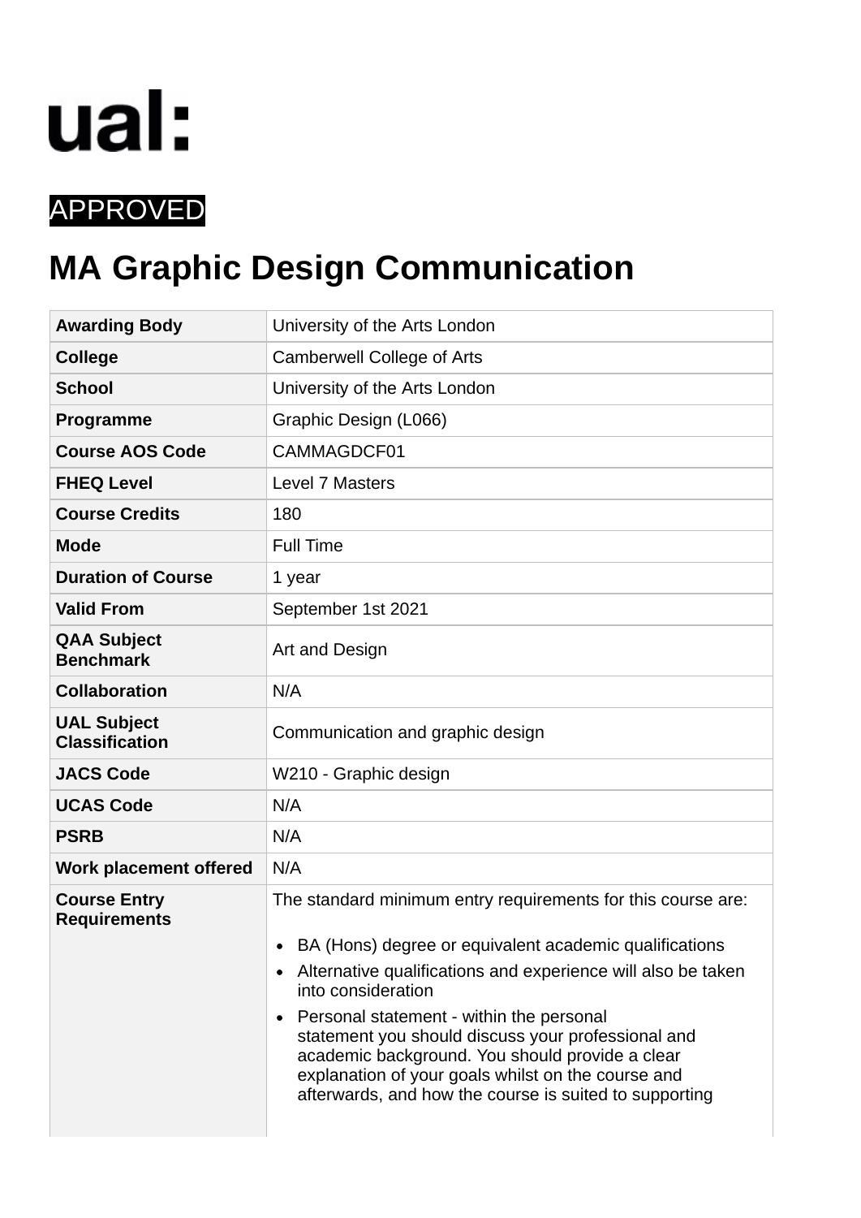ual:

APPROVED

# MA Graphic Design Communication

| | |
|---|---|
| **Awarding Body** | University of the Arts London |
| **College** | Camberwell College of Arts |
| **School** | University of the Arts London |
| **Programme** | Graphic Design (L066) |
| **Course AOS Code** | CAMMAGDCF01 |
| **FHEQ Level** | Level 7 Masters |
| **Course Credits** | 180 |
| **Mode** | Full Time |
| **Duration of Course** | 1 year |
| **Valid From** | September 1st 2021 |
| **QAA Subject Benchmark** | Art and Design |
| **Collaboration** | N/A |
| **UAL Subject Classification** | Communication and graphic design |
| **JACS Code** | W210 - Graphic design |
| **UCAS Code** | N/A |
| **PSRB** | N/A |
| **Work placement offered** | N/A |
| **Course Entry Requirements** | The standard minimum entry requirements for this course are:<br><br>• BA (Hons) degree or equivalent academic qualifications<br>• Alternative qualifications and experience will also be taken into consideration<br>• Personal statement - within the personal statement you should discuss your professional and academic background. You should provide a clear explanation of your goals whilst on the course and afterwards, and how the course is suited to supporting |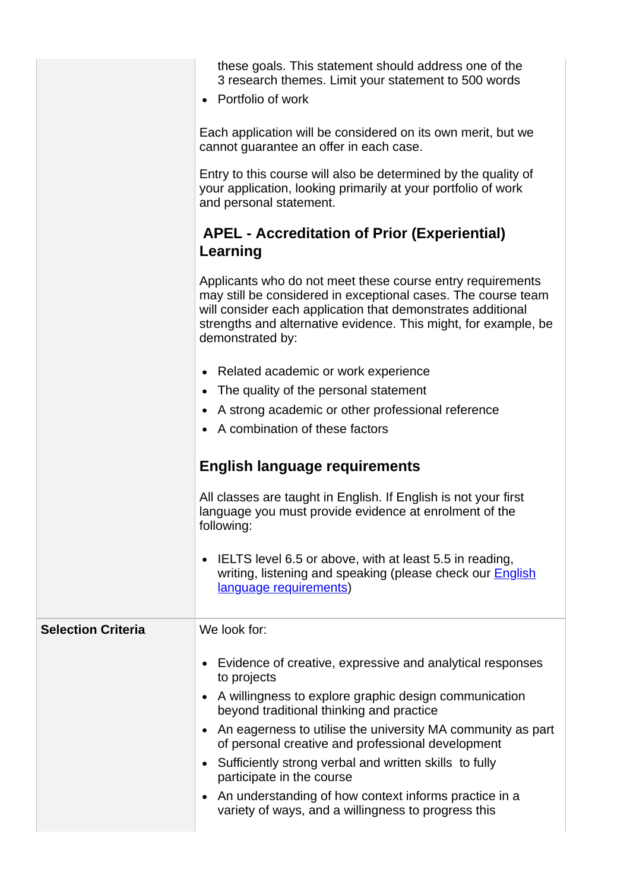| | |
|---|---|
| | these goals. This statement should address one of the 3 research themes. Limit your statement to 500 words<br>• Portfolio of work<br><br>Each application will be considered on its own merit, but we cannot guarantee an offer in each case.<br><br>Entry to this course will also be determined by the quality of your application, looking primarily at your portfolio of work and personal statement.<br><br>**APEL - Accreditation of Prior (Experiential) Learning**<br><br>Applicants who do not meet these course entry requirements may still be considered in exceptional cases. The course team will consider each application that demonstrates additional strengths and alternative evidence. This might, for example, be demonstrated by:<br><br>• Related academic or work experience<br>• The quality of the personal statement<br>• A strong academic or other professional reference<br>• A combination of these factors<br><br>**English language requirements**<br><br>All classes are taught in English. If English is not your first language you must provide evidence at enrolment of the following:<br><br>• IELTS level 6.5 or above, with at least 5.5 in reading, writing, listening and speaking (please check our [English language requirements]()) |
| **Selection Criteria** | We look for:<br><br>• Evidence of creative, expressive and analytical responses to projects<br>• A willingness to explore graphic design communication beyond traditional thinking and practice<br>• An eagerness to utilise the university MA community as part of personal creative and professional development<br>• Sufficiently strong verbal and written skills to fully participate in the course<br>• An understanding of how context informs practice in a variety of ways, and a willingness to progress this |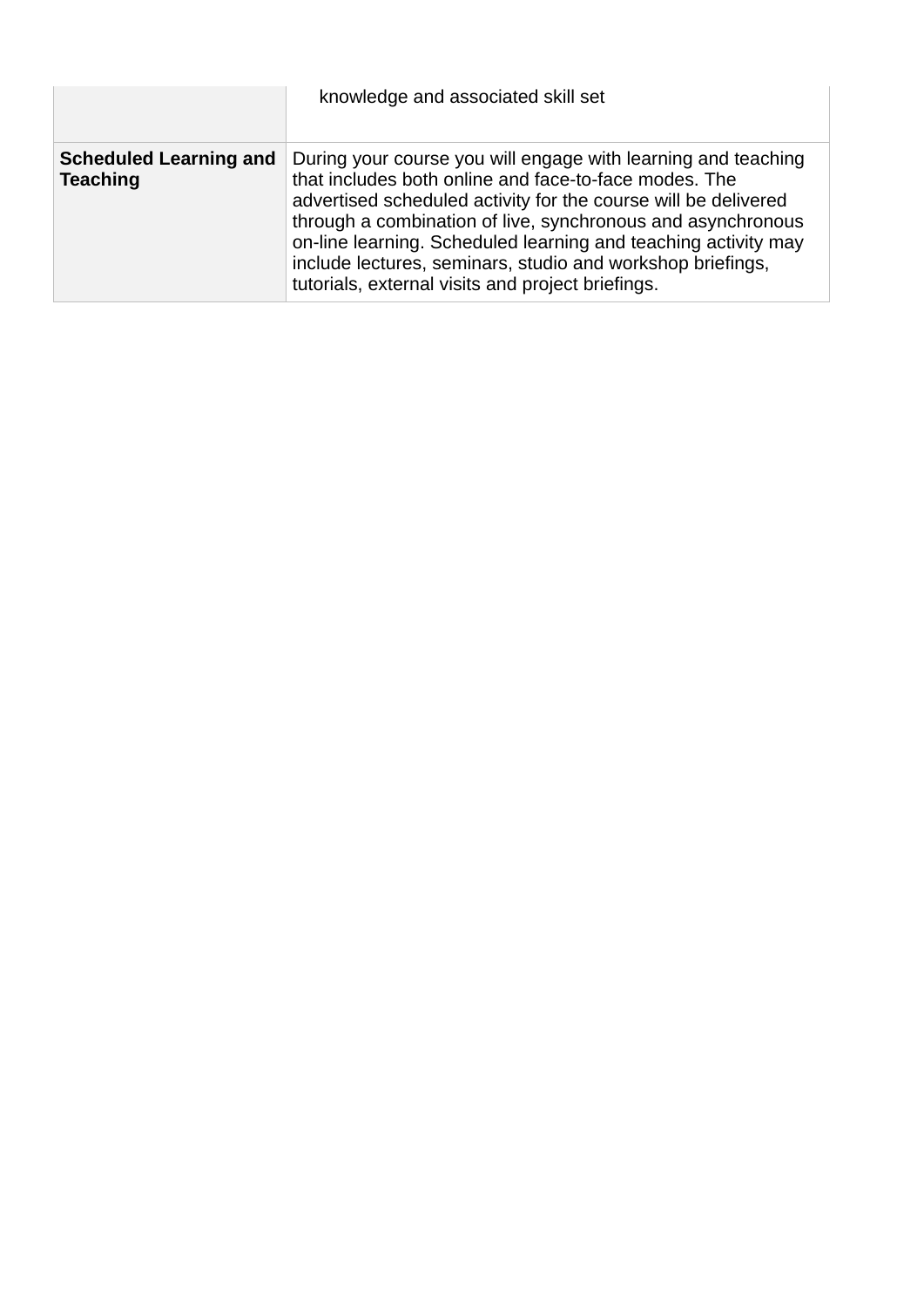| | |
|---|---|
| | knowledge and associated skill set |
| **Scheduled Learning and Teaching** | During your course you will engage with learning and teaching that includes both online and face-to-face modes. The advertised scheduled activity for the course will be delivered through a combination of live, synchronous and asynchronous on-line learning. Scheduled learning and teaching activity may include lectures, seminars, studio and workshop briefings, tutorials, external visits and project briefings. |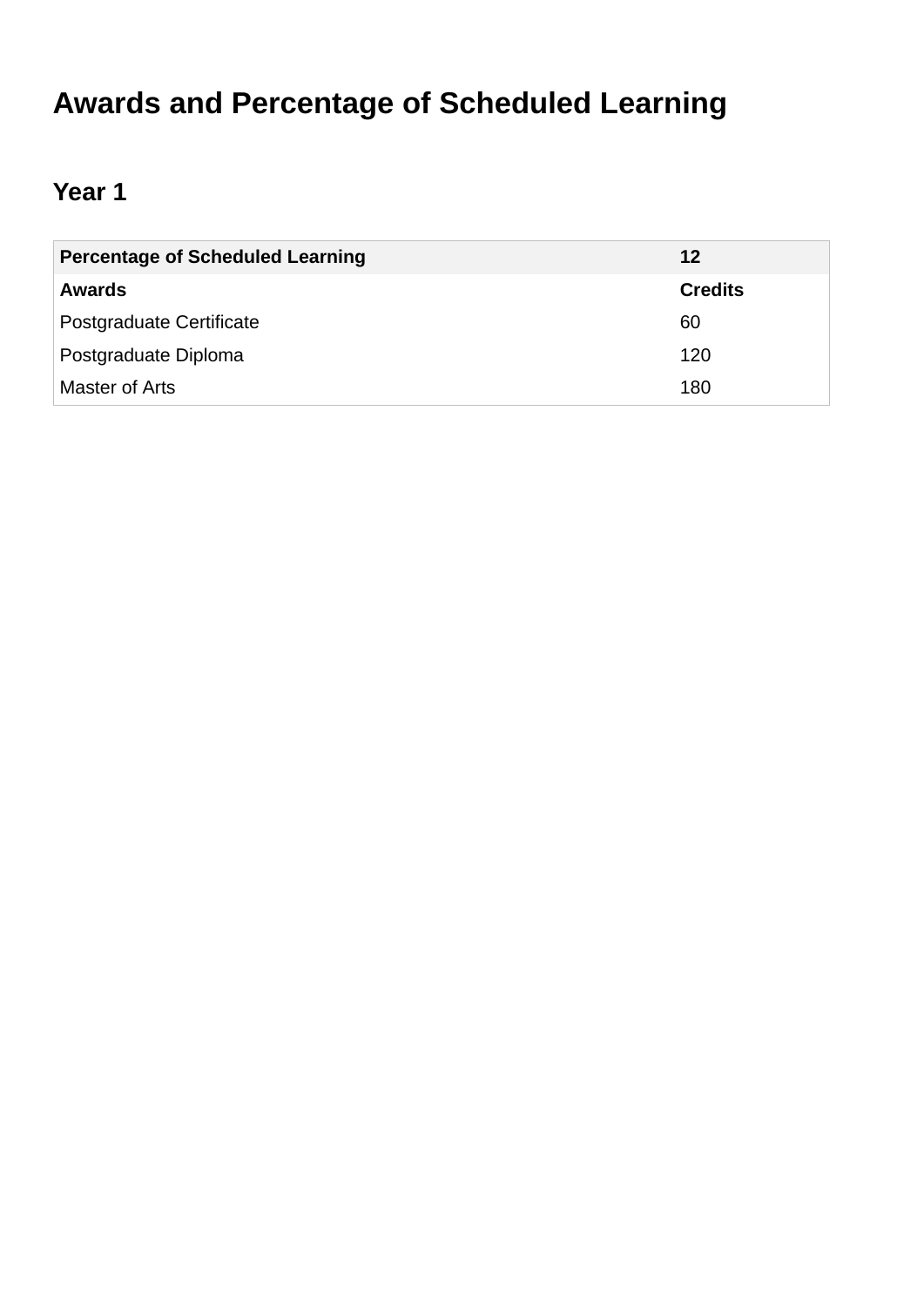# Awards and Percentage of Scheduled Learning

## Year 1

| Percentage of Scheduled Learning | 12 |
| --- | --- |
| **Awards** | **Credits** |
| Postgraduate Certificate | 60 |
| Postgraduate Diploma | 120 |
| Master of Arts | 180 |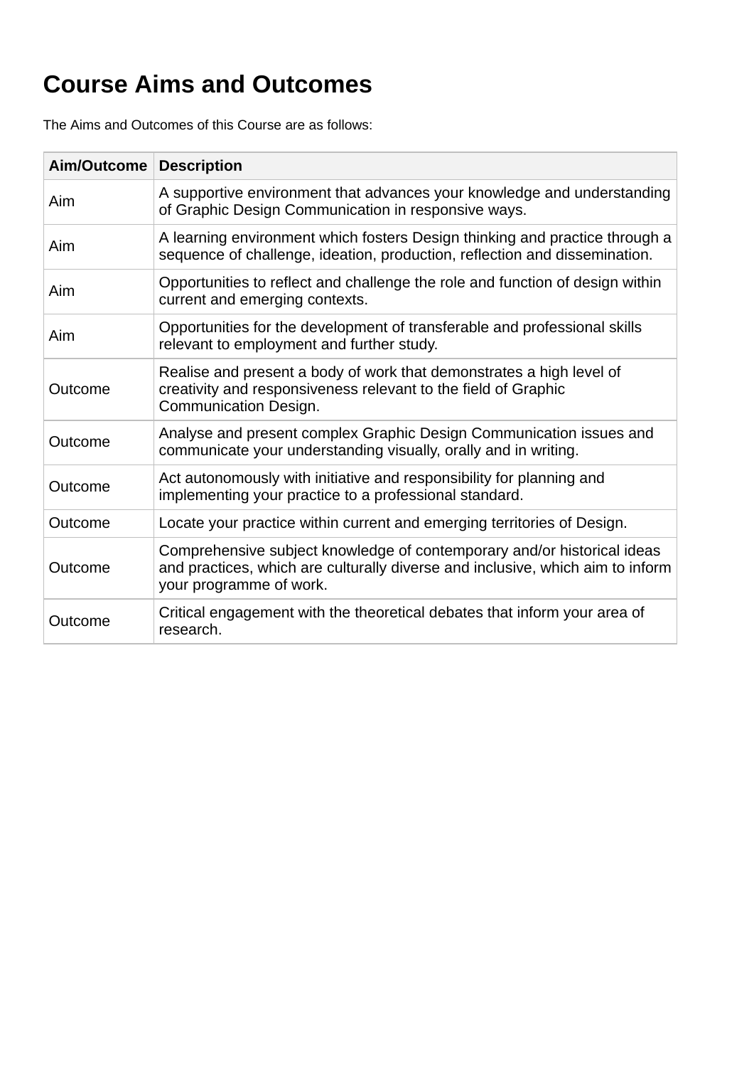# Course Aims and Outcomes

The Aims and Outcomes of this Course are as follows:

| Aim/Outcome | Description |
| --- | --- |
| Aim | A supportive environment that advances your knowledge and understanding of Graphic Design Communication in responsive ways. |
| Aim | A learning environment which fosters Design thinking and practice through a sequence of challenge, ideation, production, reflection and dissemination. |
| Aim | Opportunities to reflect and challenge the role and function of design within current and emerging contexts. |
| Aim | Opportunities for the development of transferable and professional skills relevant to employment and further study. |
| Outcome | Realise and present a body of work that demonstrates a high level of creativity and responsiveness relevant to the field of Graphic Communication Design. |
| Outcome | Analyse and present complex Graphic Design Communication issues and communicate your understanding visually, orally and in writing. |
| Outcome | Act autonomously with initiative and responsibility for planning and implementing your practice to a professional standard. |
| Outcome | Locate your practice within current and emerging territories of Design. |
| Outcome | Comprehensive subject knowledge of contemporary and/or historical ideas and practices, which are culturally diverse and inclusive, which aim to inform your programme of work. |
| Outcome | Critical engagement with the theoretical debates that inform your area of research. |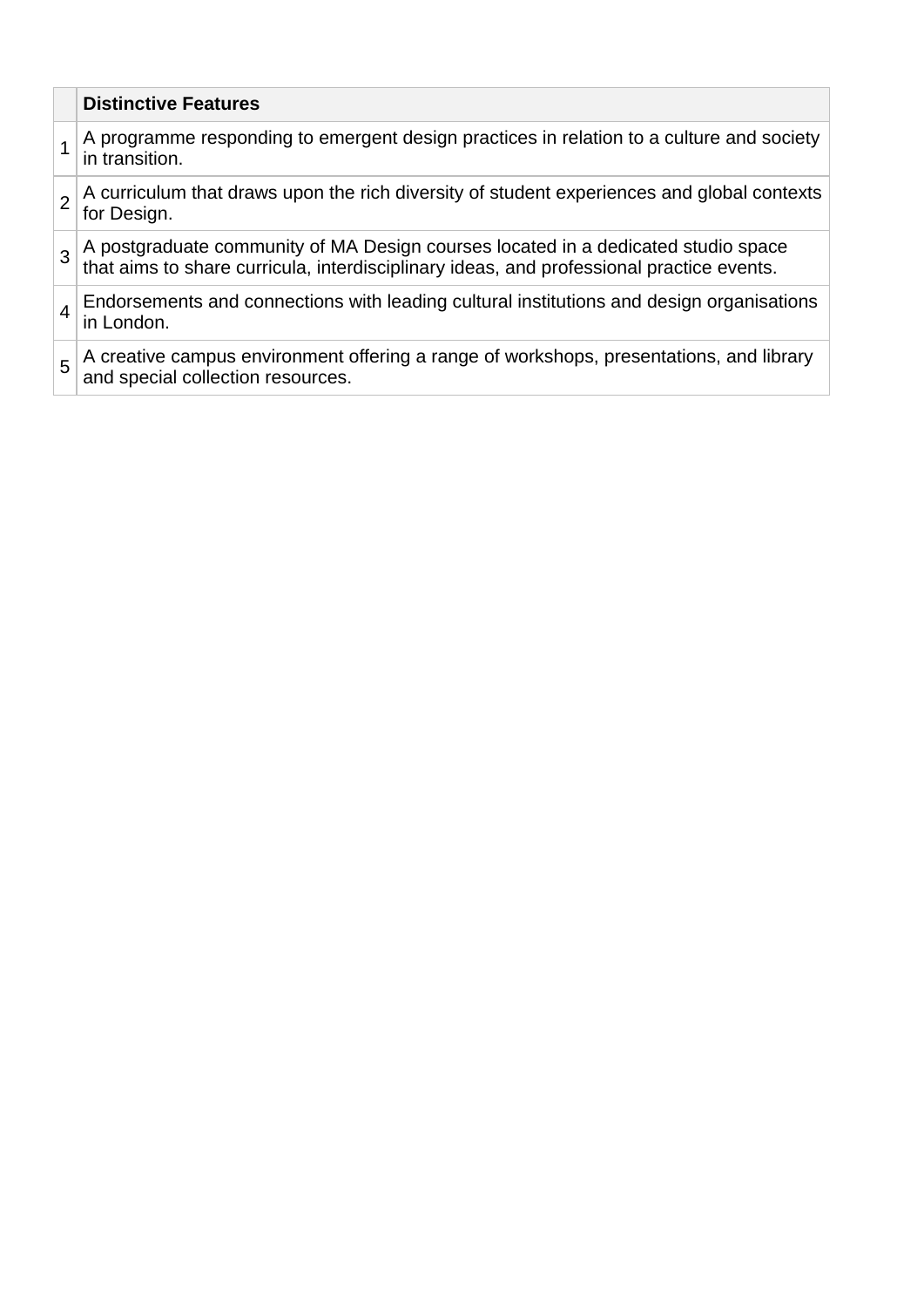| | **Distinctive Features** |
|---|---|
| 1 | A programme responding to emergent design practices in relation to a culture and society in transition. |
| 2 | A curriculum that draws upon the rich diversity of student experiences and global contexts for Design. |
| 3 | A postgraduate community of MA Design courses located in a dedicated studio space that aims to share curricula, interdisciplinary ideas, and professional practice events. |
| 4 | Endorsements and connections with leading cultural institutions and design organisations in London. |
| 5 | A creative campus environment offering a range of workshops, presentations, and library and special collection resources. |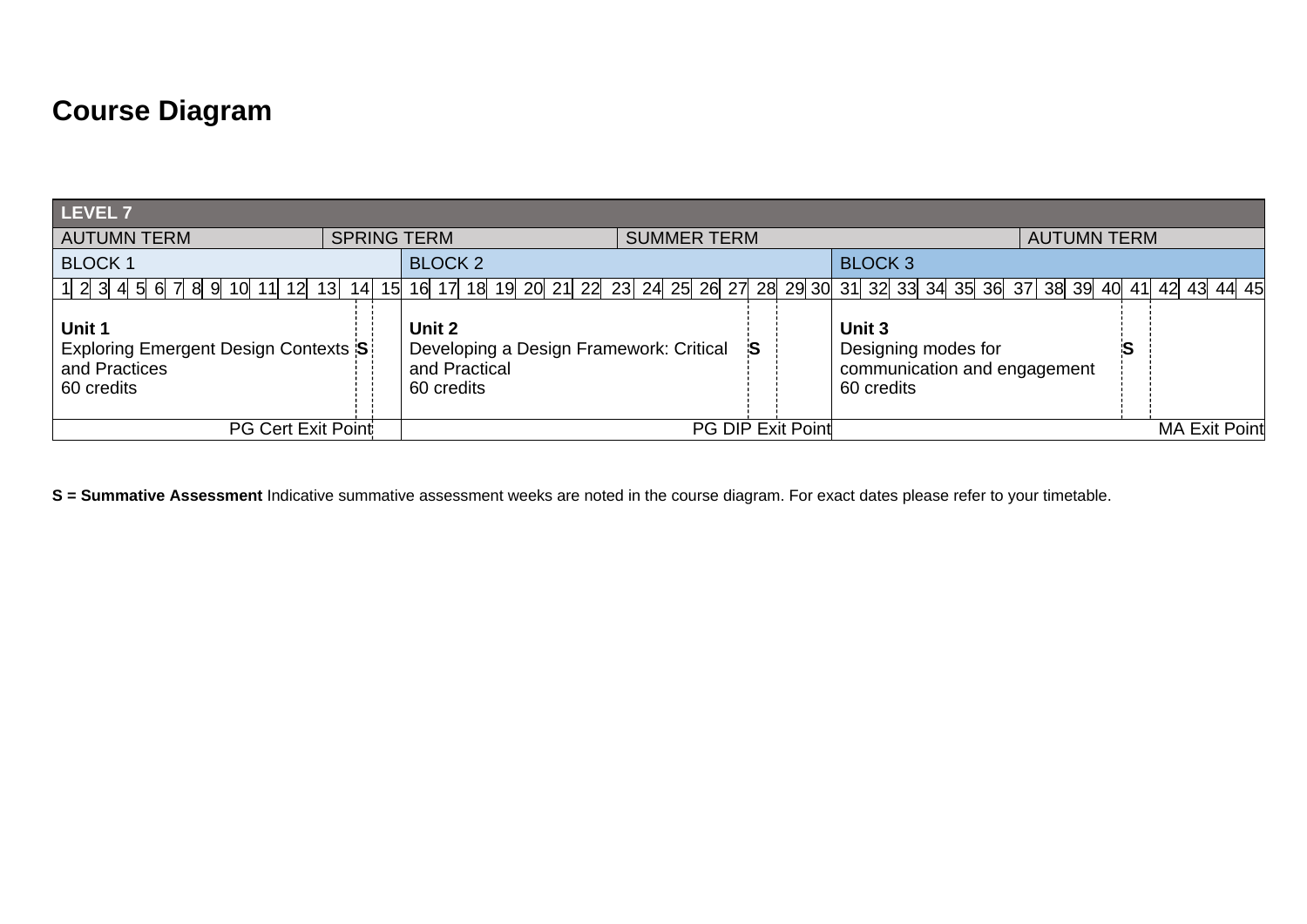# Course Diagram

| LEVEL 7 | | |
|---|---|---|
| AUTUMN TERM / SPRING TERM | SPRING TERM / SUMMER TERM | SUMMER TERM / AUTUMN TERM |
| BLOCK 1 | BLOCK 2 | BLOCK 3 |
| Weeks 1–15 | Weeks 16–30 | Weeks 31–45 |
| **Unit 1** Exploring Emergent Design Contexts and Practices 60 credits — **S** (week 14) | **Unit 2** Developing a Design Framework: Critical and Practical 60 credits — **S** (week 28) | **Unit 3** Designing modes for communication and engagement 60 credits — **S** (week 41) |
| PG Cert Exit Point | PG DIP Exit Point | MA Exit Point |

**S = Summative Assessment** Indicative summative assessment weeks are noted in the course diagram. For exact dates please refer to your timetable.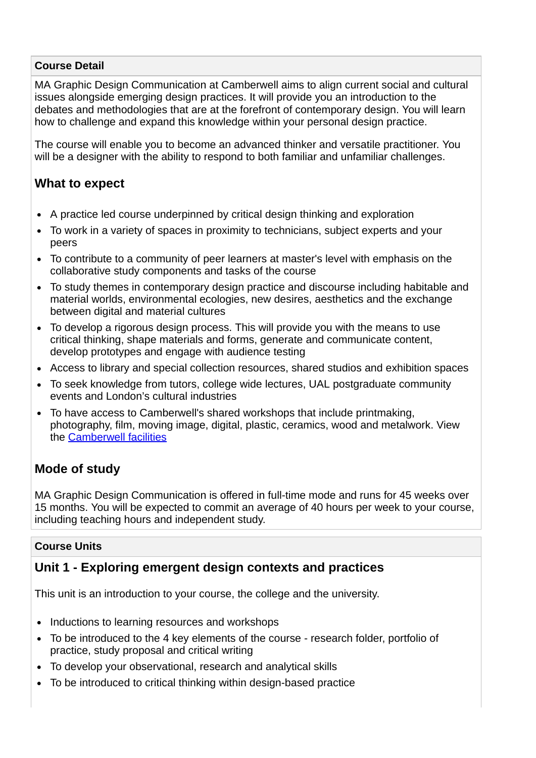**Course Detail**

MA Graphic Design Communication at Camberwell aims to align current social and cultural issues alongside emerging design practices. It will provide you an introduction to the debates and methodologies that are at the forefront of contemporary design. You will learn how to challenge and expand this knowledge within your personal design practice.

The course will enable you to become an advanced thinker and versatile practitioner. You will be a designer with the ability to respond to both familiar and unfamiliar challenges.

### What to expect

- A practice led course underpinned by critical design thinking and exploration
- To work in a variety of spaces in proximity to technicians, subject experts and your peers
- To contribute to a community of peer learners at master's level with emphasis on the collaborative study components and tasks of the course
- To study themes in contemporary design practice and discourse including habitable and material worlds, environmental ecologies, new desires, aesthetics and the exchange between digital and material cultures
- To develop a rigorous design process. This will provide you with the means to use critical thinking, shape materials and forms, generate and communicate content, develop prototypes and engage with audience testing
- Access to library and special collection resources, shared studios and exhibition spaces
- To seek knowledge from tutors, college wide lectures, UAL postgraduate community events and London's cultural industries
- To have access to Camberwell's shared workshops that include printmaking, photography, film, moving image, digital, plastic, ceramics, wood and metalwork. View the Camberwell facilities

### Mode of study

MA Graphic Design Communication is offered in full-time mode and runs for 45 weeks over 15 months. You will be expected to commit an average of 40 hours per week to your course, including teaching hours and independent study.

**Course Units**

### Unit 1 - Exploring emergent design contexts and practices

This unit is an introduction to your course, the college and the university.

- Inductions to learning resources and workshops
- To be introduced to the 4 key elements of the course - research folder, portfolio of practice, study proposal and critical writing
- To develop your observational, research and analytical skills
- To be introduced to critical thinking within design-based practice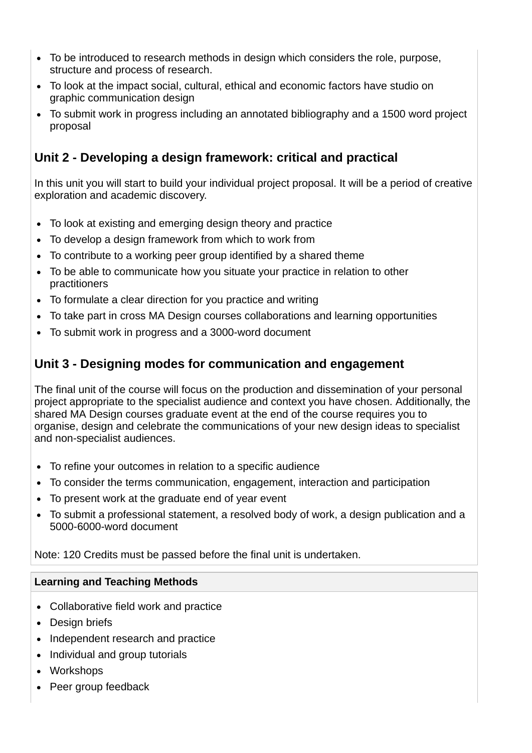- To be introduced to research methods in design which considers the role, purpose, structure and process of research.
- To look at the impact social, cultural, ethical and economic factors have studio on graphic communication design
- To submit work in progress including an annotated bibliography and a 1500 word project proposal

### Unit 2 - Developing a design framework: critical and practical

In this unit you will start to build your individual project proposal. It will be a period of creative exploration and academic discovery.

- To look at existing and emerging design theory and practice
- To develop a design framework from which to work from
- To contribute to a working peer group identified by a shared theme
- To be able to communicate how you situate your practice in relation to other practitioners
- To formulate a clear direction for you practice and writing
- To take part in cross MA Design courses collaborations and learning opportunities
- To submit work in progress and a 3000-word document

### Unit 3 - Designing modes for communication and engagement

The final unit of the course will focus on the production and dissemination of your personal project appropriate to the specialist audience and context you have chosen. Additionally, the shared MA Design courses graduate event at the end of the course requires you to organise, design and celebrate the communications of your new design ideas to specialist and non-specialist audiences.

- To refine your outcomes in relation to a specific audience
- To consider the terms communication, engagement, interaction and participation
- To present work at the graduate end of year event
- To submit a professional statement, a resolved body of work, a design publication and a 5000-6000-word document

Note: 120 Credits must be passed before the final unit is undertaken.

**Learning and Teaching Methods**

- Collaborative field work and practice
- Design briefs
- Independent research and practice
- Individual and group tutorials
- Workshops
- Peer group feedback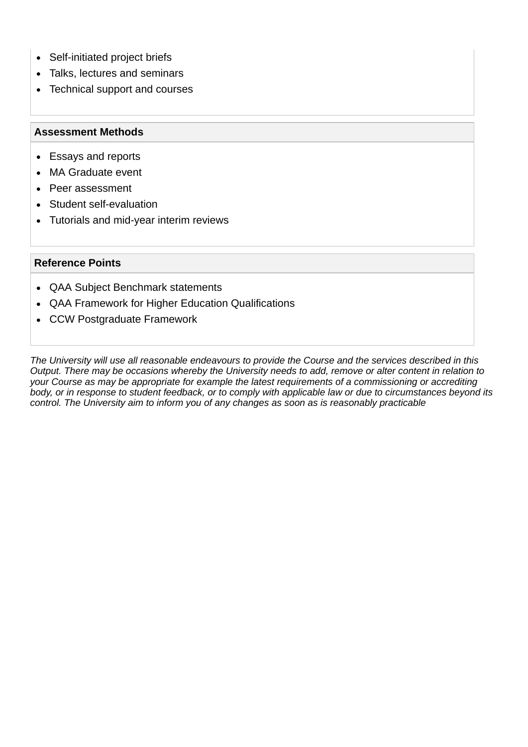- Self-initiated project briefs
- Talks, lectures and seminars
- Technical support and courses

**Assessment Methods**

- Essays and reports
- MA Graduate event
- Peer assessment
- Student self-evaluation
- Tutorials and mid-year interim reviews

**Reference Points**

- QAA Subject Benchmark statements
- QAA Framework for Higher Education Qualifications
- CCW Postgraduate Framework

*The University will use all reasonable endeavours to provide the Course and the services described in this Output. There may be occasions whereby the University needs to add, remove or alter content in relation to your Course as may be appropriate for example the latest requirements of a commissioning or accrediting body, or in response to student feedback, or to comply with applicable law or due to circumstances beyond its control. The University aim to inform you of any changes as soon as is reasonably practicable*